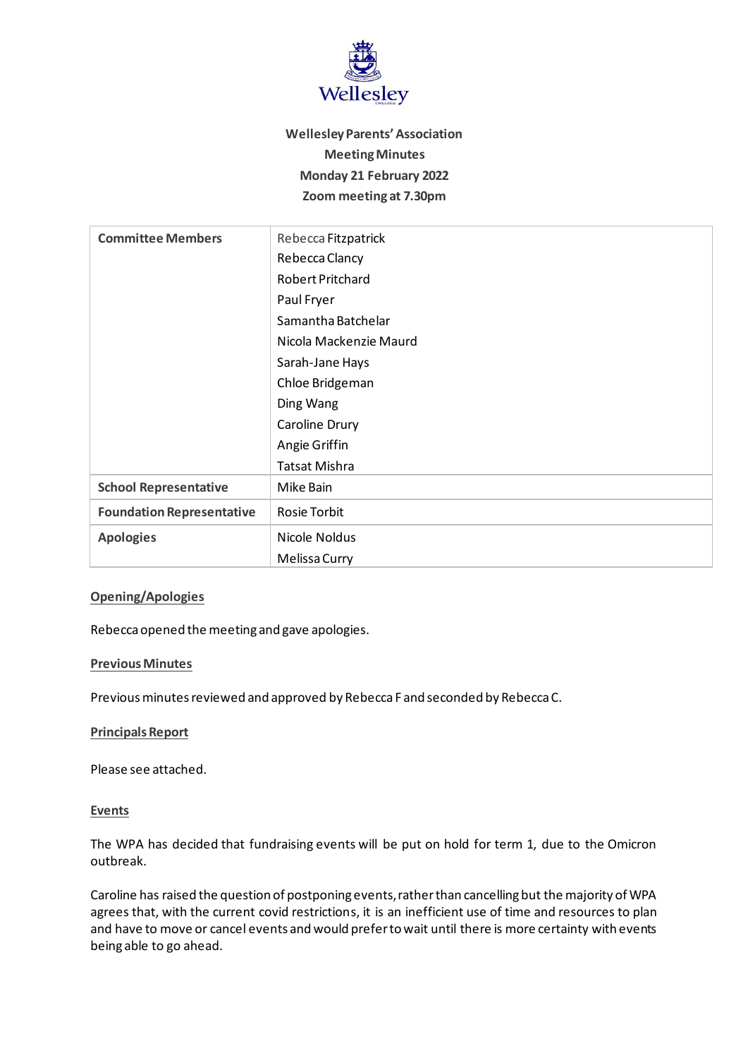**Wellesley Parents' Association**
**Meeting Minutes**
**Monday 21 February 2022**
**Zoom meeting at 7.30pm**

| | |
|---|---|
| **Committee Members** | Rebecca Fitzpatrick<br>Rebecca Clancy<br>Robert Pritchard<br>Paul Fryer<br>Samantha Batchelar<br>Nicola Mackenzie Maurd<br>Sarah-Jane Hays<br>Chloe Bridgeman<br>Ding Wang<br>Caroline Drury<br>Angie Griffin<br>Tatsat Mishra |
| **School Representative** | Mike Bain |
| **Foundation Representative** | Rosie Torbit |
| **Apologies** | Nicole Noldus<br>Melissa Curry |

**Opening/Apologies**

Rebecca opened the meeting and gave apologies.

**Previous Minutes**

Previous minutes reviewed and approved by Rebecca F and seconded by Rebecca C.

**Principals Report**

Please see attached.

**Events**

The WPA has decided that fundraising events will be put on hold for term 1, due to the Omicron outbreak.

Caroline has raised the question of postponing events, rather than cancelling but the majority of WPA agrees that, with the current covid restrictions, it is an inefficient use of time and resources to plan and have to move or cancel events and would prefer to wait until there is more certainty with events being able to go ahead.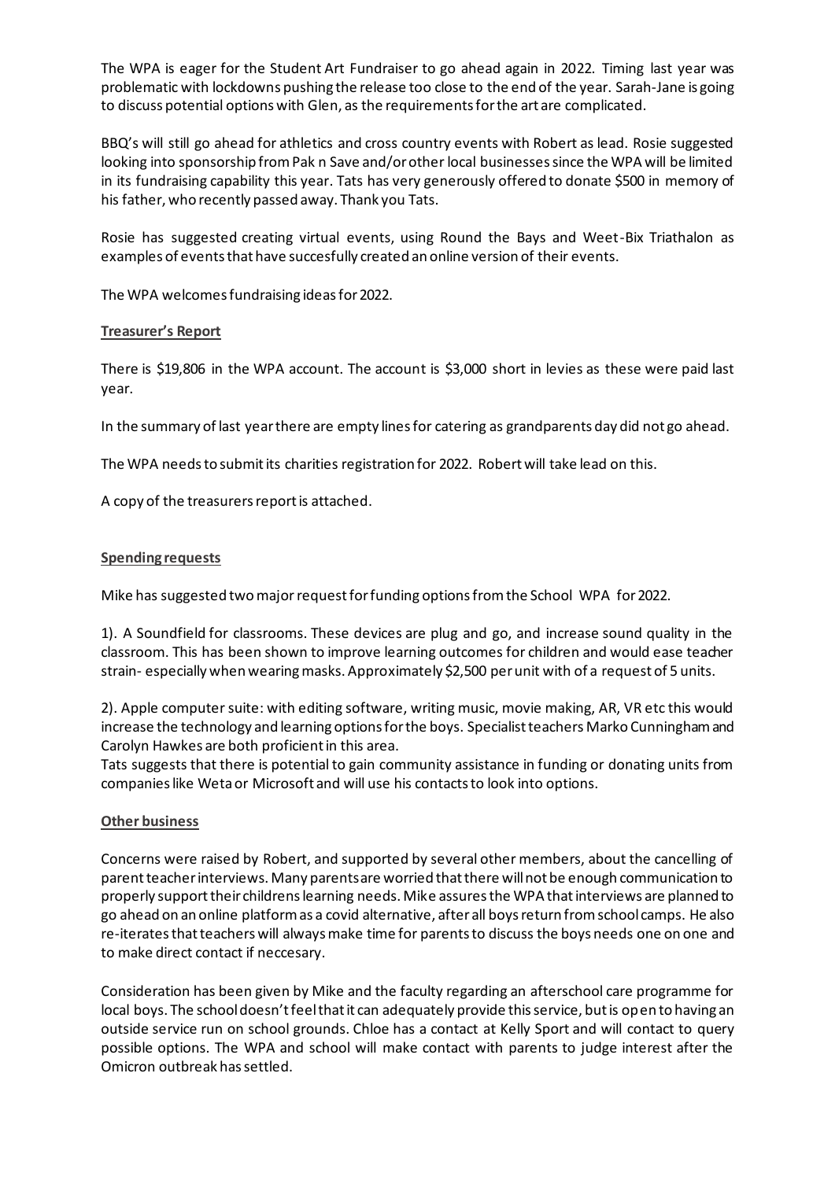The WPA is eager for the Student Art Fundraiser to go ahead again in 2022. Timing last year was problematic with lockdowns pushing the release too close to the end of the year. Sarah-Jane is going to discuss potential options with Glen, as the requirements for the art are complicated.

BBQ's will still go ahead for athletics and cross country events with Robert as lead. Rosie suggested looking into sponsorship from Pak n Save and/or other local businesses since the WPA will be limited in its fundraising capability this year. Tats has very generously offered to donate $500 in memory of his father, who recently passed away. Thank you Tats.

Rosie has suggested creating virtual events, using Round the Bays and Weet-Bix Triathalon as examples of events that have succesfully created an online version of their events.

The WPA welcomes fundraising ideas for 2022.

**Treasurer's Report**

There is $19,806 in the WPA account. The account is $3,000 short in levies as these were paid last year.

In the summary of last year there are empty lines for catering as grandparents day did not go ahead.

The WPA needs to submit its charities registration for 2022. Robert will take lead on this.

A copy of the treasurers report is attached.

**Spending requests**

Mike has suggested two major request for funding options from the School WPA for 2022.

1). A Soundfield for classrooms. These devices are plug and go, and increase sound quality in the classroom. This has been shown to improve learning outcomes for children and would ease teacher strain- especially when wearing masks. Approximately $2,500 per unit with of a request of 5 units.

2). Apple computer suite: with editing software, writing music, movie making, AR, VR etc this would increase the technology and learning options for the boys. Specialist teachers Marko Cunningham and Carolyn Hawkes are both proficient in this area.
Tats suggests that there is potential to gain community assistance in funding or donating units from companies like Weta or Microsoft and will use his contacts to look into options.

**Other business**

Concerns were raised by Robert, and supported by several other members, about the cancelling of parent teacher interviews. Many parents are worried that there will not be enough communication to properly support their childrens learning needs. Mike assures the WPA that interviews are planned to go ahead on an online platform as a covid alternative, after all boys return from school camps. He also re-iterates that teachers will always make time for parents to discuss the boys needs one on one and to make direct contact if neccesary.

Consideration has been given by Mike and the faculty regarding an afterschool care programme for local boys. The school doesn't feel that it can adequately provide this service, but is open to having an outside service run on school grounds. Chloe has a contact at Kelly Sport and will contact to query possible options. The WPA and school will make contact with parents to judge interest after the Omicron outbreak has settled.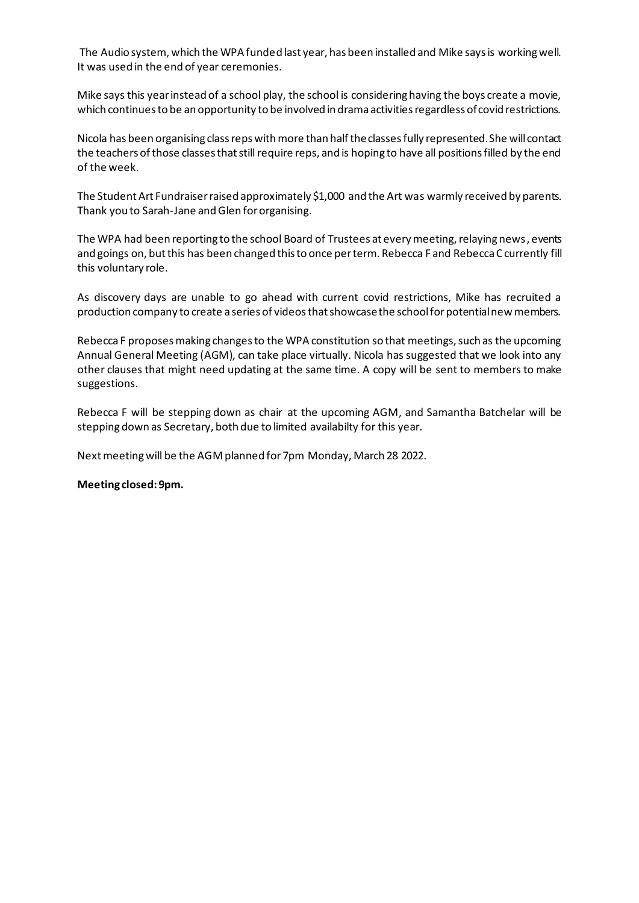The Audio system, which the WPA funded last year, has been installed and Mike says is working well. It was used in the end of year ceremonies.

Mike says this year instead of a school play, the school is considering having the boys create a movie, which continues to be an opportunity to be involved in drama activities regardless of covid restrictions.

Nicola has been organising class reps with more than half the classes fully represented. She will contact the teachers of those classes that still require reps, and is hoping to have all positions filled by the end of the week.

The Student Art Fundraiser raised approximately $1,000 and the Art was warmly received by parents. Thank you to Sarah-Jane and Glen for organising.

The WPA had been reporting to the school Board of Trustees at every meeting, relaying news, events and goings on, but this has been changed this to once per term. Rebecca F and Rebecca C currently fill this voluntary role.

As discovery days are unable to go ahead with current covid restrictions, Mike has recruited a production company to create a series of videos that showcase the school for potential new members.

Rebecca F proposes making changes to the WPA constitution so that meetings, such as the upcoming Annual General Meeting (AGM), can take place virtually. Nicola has suggested that we look into any other clauses that might need updating at the same time. A copy will be sent to members to make suggestions.

Rebecca F will be stepping down as chair at the upcoming AGM, and Samantha Batchelar will be stepping down as Secretary, both due to limited availabilty for this year.

Next meeting will be the AGM planned for 7pm Monday, March 28 2022.

**Meeting closed: 9pm.**